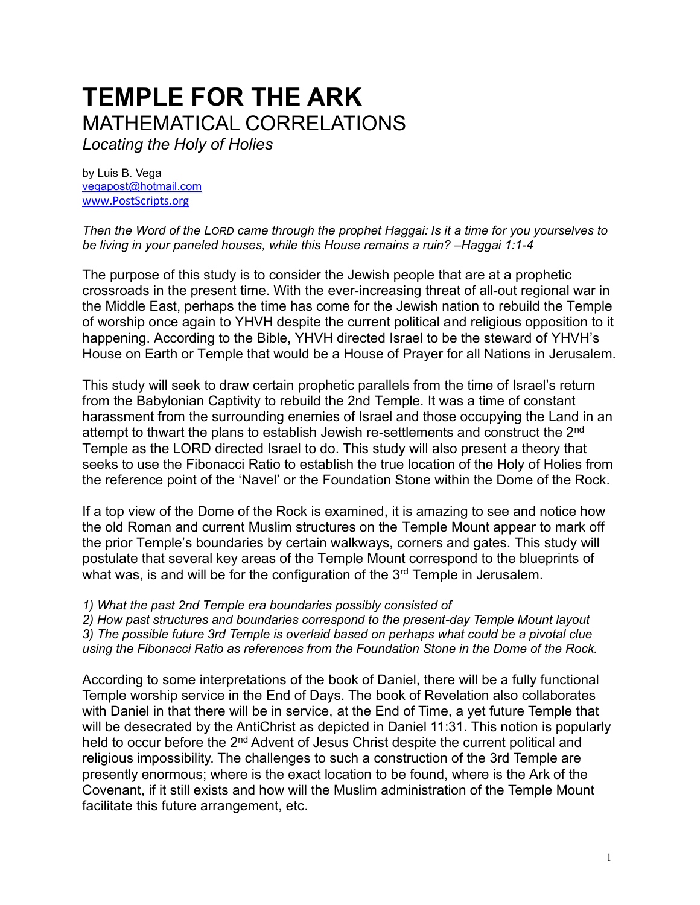# TEMPLE FOR THE ARK

## MATHEMATICAL CORRELATIONS

*Locating the Holy of Holies*

by Luis B. Vega
vegapost@hotmail.com
www.PostScripts.org

*Then the Word of the LORD came through the prophet Haggai: Is it a time for you yourselves to be living in your paneled houses, while this House remains a ruin? –Haggai 1:1-4*

The purpose of this study is to consider the Jewish people that are at a prophetic crossroads in the present time. With the ever-increasing threat of all-out regional war in the Middle East, perhaps the time has come for the Jewish nation to rebuild the Temple of worship once again to YHVH despite the current political and religious opposition to it happening. According to the Bible, YHVH directed Israel to be the steward of YHVH's House on Earth or Temple that would be a House of Prayer for all Nations in Jerusalem.

This study will seek to draw certain prophetic parallels from the time of Israel's return from the Babylonian Captivity to rebuild the 2nd Temple. It was a time of constant harassment from the surrounding enemies of Israel and those occupying the Land in an attempt to thwart the plans to establish Jewish re-settlements and construct the 2nd Temple as the LORD directed Israel to do. This study will also present a theory that seeks to use the Fibonacci Ratio to establish the true location of the Holy of Holies from the reference point of the 'Navel' or the Foundation Stone within the Dome of the Rock.

If a top view of the Dome of the Rock is examined, it is amazing to see and notice how the old Roman and current Muslim structures on the Temple Mount appear to mark off the prior Temple's boundaries by certain walkways, corners and gates. This study will postulate that several key areas of the Temple Mount correspond to the blueprints of what was, is and will be for the configuration of the 3rd Temple in Jerusalem.

*1) What the past 2nd Temple era boundaries possibly consisted of*
*2) How past structures and boundaries correspond to the present-day Temple Mount layout*
*3) The possible future 3rd Temple is overlaid based on perhaps what could be a pivotal clue using the Fibonacci Ratio as references from the Foundation Stone in the Dome of the Rock.*

According to some interpretations of the book of Daniel, there will be a fully functional Temple worship service in the End of Days. The book of Revelation also collaborates with Daniel in that there will be in service, at the End of Time, a yet future Temple that will be desecrated by the AntiChrist as depicted in Daniel 11:31. This notion is popularly held to occur before the 2nd Advent of Jesus Christ despite the current political and religious impossibility. The challenges to such a construction of the 3rd Temple are presently enormous; where is the exact location to be found, where is the Ark of the Covenant, if it still exists and how will the Muslim administration of the Temple Mount facilitate this future arrangement, etc.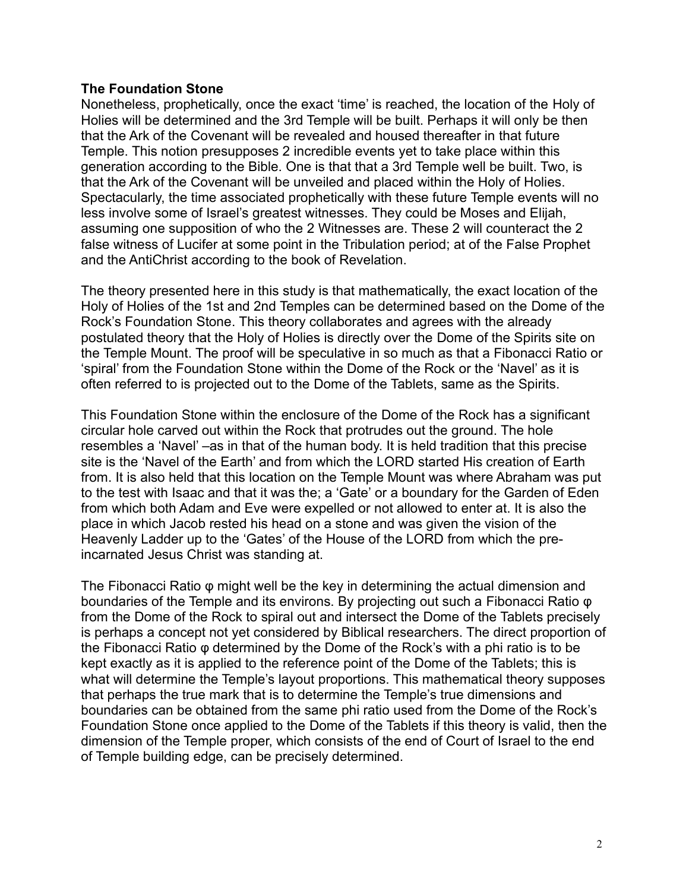**The Foundation Stone**

Nonetheless, prophetically, once the exact 'time' is reached, the location of the Holy of Holies will be determined and the 3rd Temple will be built. Perhaps it will only be then that the Ark of the Covenant will be revealed and housed thereafter in that future Temple. This notion presupposes 2 incredible events yet to take place within this generation according to the Bible. One is that that a 3rd Temple well be built. Two, is that the Ark of the Covenant will be unveiled and placed within the Holy of Holies. Spectacularly, the time associated prophetically with these future Temple events will no less involve some of Israel's greatest witnesses. They could be Moses and Elijah, assuming one supposition of who the 2 Witnesses are. These 2 will counteract the 2 false witness of Lucifer at some point in the Tribulation period; at of the False Prophet and the AntiChrist according to the book of Revelation.

The theory presented here in this study is that mathematically, the exact location of the Holy of Holies of the 1st and 2nd Temples can be determined based on the Dome of the Rock's Foundation Stone. This theory collaborates and agrees with the already postulated theory that the Holy of Holies is directly over the Dome of the Spirits site on the Temple Mount. The proof will be speculative in so much as that a Fibonacci Ratio or 'spiral' from the Foundation Stone within the Dome of the Rock or the 'Navel' as it is often referred to is projected out to the Dome of the Tablets, same as the Spirits.

This Foundation Stone within the enclosure of the Dome of the Rock has a significant circular hole carved out within the Rock that protrudes out the ground. The hole resembles a 'Navel' –as in that of the human body. It is held tradition that this precise site is the 'Navel of the Earth' and from which the LORD started His creation of Earth from. It is also held that this location on the Temple Mount was where Abraham was put to the test with Isaac and that it was the; a 'Gate' or a boundary for the Garden of Eden from which both Adam and Eve were expelled or not allowed to enter at. It is also the place in which Jacob rested his head on a stone and was given the vision of the Heavenly Ladder up to the 'Gates' of the House of the LORD from which the pre-incarnated Jesus Christ was standing at.

The Fibonacci Ratio $\varphi$ might well be the key in determining the actual dimension and boundaries of the Temple and its environs. By projecting out such a Fibonacci Ratio $\varphi$ from the Dome of the Rock to spiral out and intersect the Dome of the Tablets precisely is perhaps a concept not yet considered by Biblical researchers. The direct proportion of the Fibonacci Ratio $\varphi$ determined by the Dome of the Rock's with a phi ratio is to be kept exactly as it is applied to the reference point of the Dome of the Tablets; this is what will determine the Temple's layout proportions. This mathematical theory supposes that perhaps the true mark that is to determine the Temple's true dimensions and boundaries can be obtained from the same phi ratio used from the Dome of the Rock's Foundation Stone once applied to the Dome of the Tablets if this theory is valid, then the dimension of the Temple proper, which consists of the end of Court of Israel to the end of Temple building edge, can be precisely determined.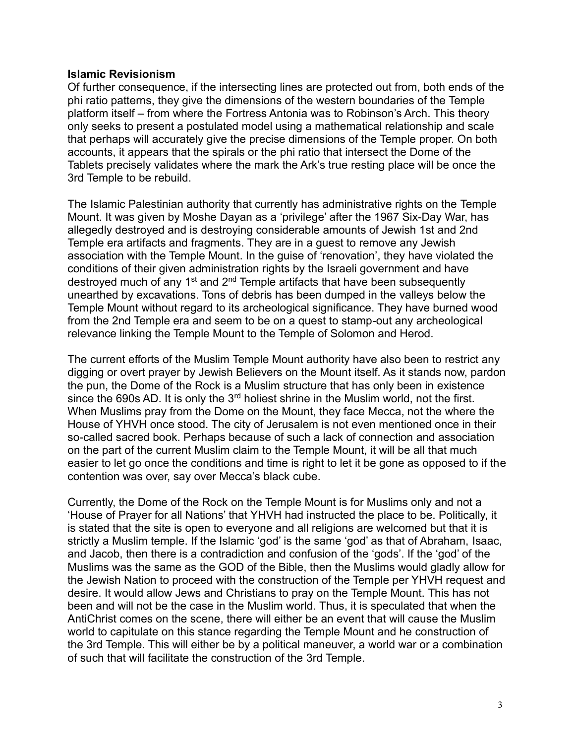**Islamic Revisionism**

Of further consequence, if the intersecting lines are protected out from, both ends of the phi ratio patterns, they give the dimensions of the western boundaries of the Temple platform itself – from where the Fortress Antonia was to Robinson's Arch. This theory only seeks to present a postulated model using a mathematical relationship and scale that perhaps will accurately give the precise dimensions of the Temple proper. On both accounts, it appears that the spirals or the phi ratio that intersect the Dome of the Tablets precisely validates where the mark the Ark's true resting place will be once the 3rd Temple to be rebuild.

The Islamic Palestinian authority that currently has administrative rights on the Temple Mount. It was given by Moshe Dayan as a 'privilege' after the 1967 Six-Day War, has allegedly destroyed and is destroying considerable amounts of Jewish 1st and 2nd Temple era artifacts and fragments. They are in a guest to remove any Jewish association with the Temple Mount. In the guise of 'renovation', they have violated the conditions of their given administration rights by the Israeli government and have destroyed much of any 1st and 2nd Temple artifacts that have been subsequently unearthed by excavations. Tons of debris has been dumped in the valleys below the Temple Mount without regard to its archeological significance. They have burned wood from the 2nd Temple era and seem to be on a quest to stamp-out any archeological relevance linking the Temple Mount to the Temple of Solomon and Herod.

The current efforts of the Muslim Temple Mount authority have also been to restrict any digging or overt prayer by Jewish Believers on the Mount itself. As it stands now, pardon the pun, the Dome of the Rock is a Muslim structure that has only been in existence since the 690s AD. It is only the 3rd holiest shrine in the Muslim world, not the first. When Muslims pray from the Dome on the Mount, they face Mecca, not the where the House of YHVH once stood. The city of Jerusalem is not even mentioned once in their so-called sacred book. Perhaps because of such a lack of connection and association on the part of the current Muslim claim to the Temple Mount, it will be all that much easier to let go once the conditions and time is right to let it be gone as opposed to if the contention was over, say over Mecca's black cube.

Currently, the Dome of the Rock on the Temple Mount is for Muslims only and not a 'House of Prayer for all Nations' that YHVH had instructed the place to be. Politically, it is stated that the site is open to everyone and all religions are welcomed but that it is strictly a Muslim temple. If the Islamic 'god' is the same 'god' as that of Abraham, Isaac, and Jacob, then there is a contradiction and confusion of the 'gods'. If the 'god' of the Muslims was the same as the GOD of the Bible, then the Muslims would gladly allow for the Jewish Nation to proceed with the construction of the Temple per YHVH request and desire. It would allow Jews and Christians to pray on the Temple Mount. This has not been and will not be the case in the Muslim world. Thus, it is speculated that when the AntiChrist comes on the scene, there will either be an event that will cause the Muslim world to capitulate on this stance regarding the Temple Mount and he construction of the 3rd Temple. This will either be by a political maneuver, a world war or a combination of such that will facilitate the construction of the 3rd Temple.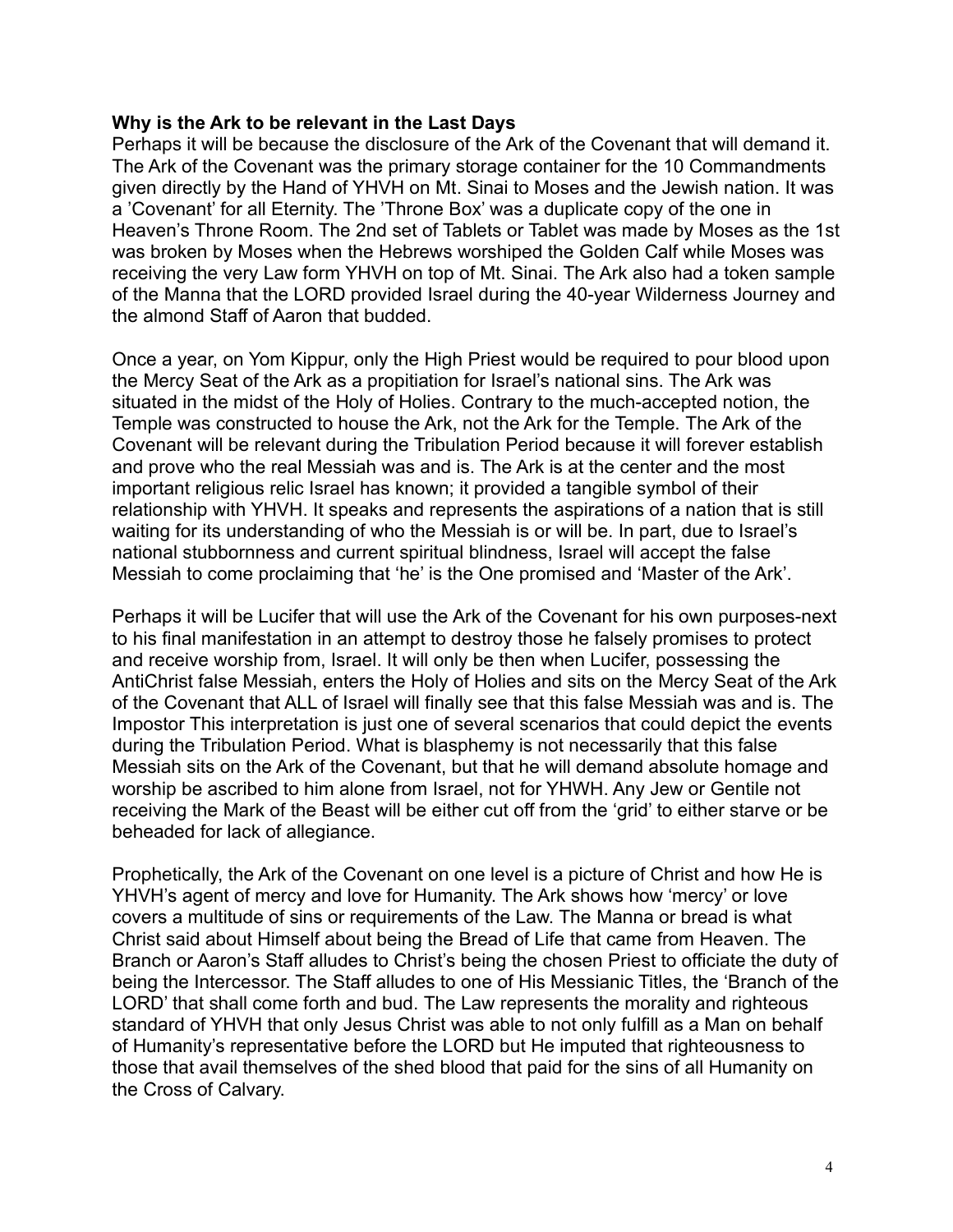**Why is the Ark to be relevant in the Last Days**

Perhaps it will be because the disclosure of the Ark of the Covenant that will demand it. The Ark of the Covenant was the primary storage container for the 10 Commandments given directly by the Hand of YHVH on Mt. Sinai to Moses and the Jewish nation. It was a 'Covenant' for all Eternity. The 'Throne Box' was a duplicate copy of the one in Heaven's Throne Room. The 2nd set of Tablets or Tablet was made by Moses as the 1st was broken by Moses when the Hebrews worshiped the Golden Calf while Moses was receiving the very Law form YHVH on top of Mt. Sinai. The Ark also had a token sample of the Manna that the LORD provided Israel during the 40-year Wilderness Journey and the almond Staff of Aaron that budded.

Once a year, on Yom Kippur, only the High Priest would be required to pour blood upon the Mercy Seat of the Ark as a propitiation for Israel's national sins. The Ark was situated in the midst of the Holy of Holies. Contrary to the much-accepted notion, the Temple was constructed to house the Ark, not the Ark for the Temple. The Ark of the Covenant will be relevant during the Tribulation Period because it will forever establish and prove who the real Messiah was and is. The Ark is at the center and the most important religious relic Israel has known; it provided a tangible symbol of their relationship with YHVH. It speaks and represents the aspirations of a nation that is still waiting for its understanding of who the Messiah is or will be. In part, due to Israel's national stubbornness and current spiritual blindness, Israel will accept the false Messiah to come proclaiming that 'he' is the One promised and 'Master of the Ark'.

Perhaps it will be Lucifer that will use the Ark of the Covenant for his own purposes-next to his final manifestation in an attempt to destroy those he falsely promises to protect and receive worship from, Israel. It will only be then when Lucifer, possessing the AntiChrist false Messiah, enters the Holy of Holies and sits on the Mercy Seat of the Ark of the Covenant that ALL of Israel will finally see that this false Messiah was and is. The Impostor This interpretation is just one of several scenarios that could depict the events during the Tribulation Period. What is blasphemy is not necessarily that this false Messiah sits on the Ark of the Covenant, but that he will demand absolute homage and worship be ascribed to him alone from Israel, not for YHWH. Any Jew or Gentile not receiving the Mark of the Beast will be either cut off from the 'grid' to either starve or be beheaded for lack of allegiance.

Prophetically, the Ark of the Covenant on one level is a picture of Christ and how He is YHVH's agent of mercy and love for Humanity. The Ark shows how 'mercy' or love covers a multitude of sins or requirements of the Law. The Manna or bread is what Christ said about Himself about being the Bread of Life that came from Heaven. The Branch or Aaron's Staff alludes to Christ's being the chosen Priest to officiate the duty of being the Intercessor. The Staff alludes to one of His Messianic Titles, the 'Branch of the LORD' that shall come forth and bud. The Law represents the morality and righteous standard of YHVH that only Jesus Christ was able to not only fulfill as a Man on behalf of Humanity's representative before the LORD but He imputed that righteousness to those that avail themselves of the shed blood that paid for the sins of all Humanity on the Cross of Calvary.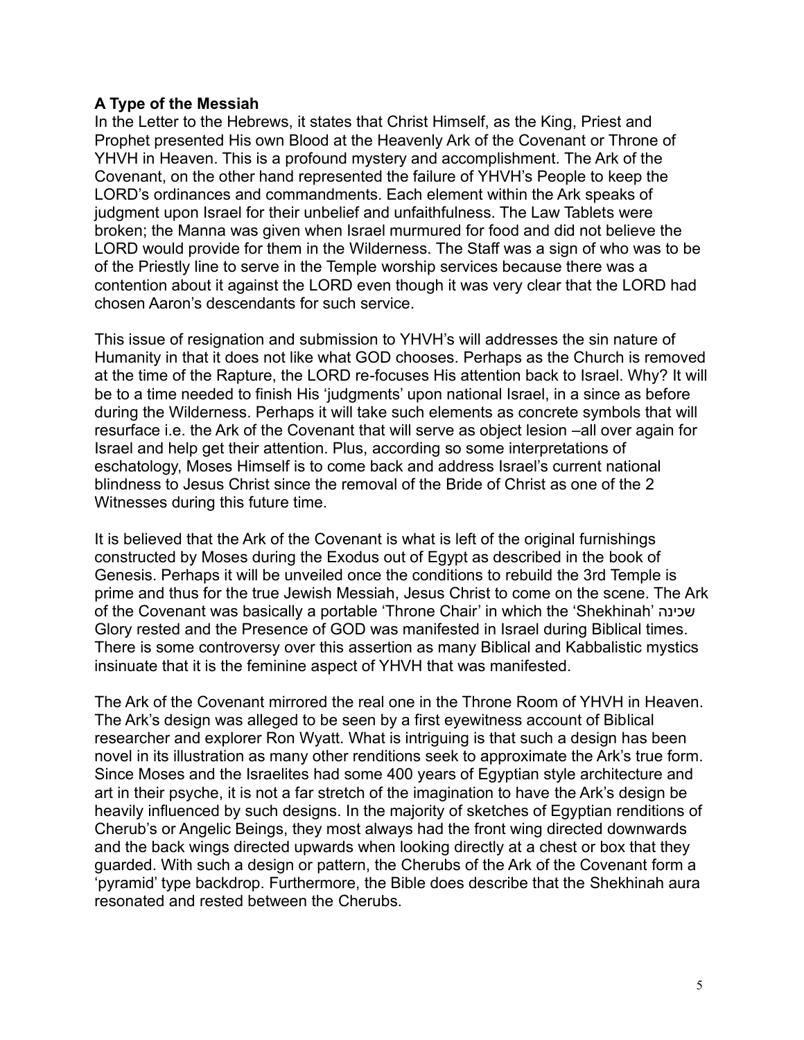**A Type of the Messiah**

In the Letter to the Hebrews, it states that Christ Himself, as the King, Priest and Prophet presented His own Blood at the Heavenly Ark of the Covenant or Throne of YHVH in Heaven. This is a profound mystery and accomplishment. The Ark of the Covenant, on the other hand represented the failure of YHVH's People to keep the LORD's ordinances and commandments. Each element within the Ark speaks of judgment upon Israel for their unbelief and unfaithfulness. The Law Tablets were broken; the Manna was given when Israel murmured for food and did not believe the LORD would provide for them in the Wilderness. The Staff was a sign of who was to be of the Priestly line to serve in the Temple worship services because there was a contention about it against the LORD even though it was very clear that the LORD had chosen Aaron's descendants for such service.

This issue of resignation and submission to YHVH's will addresses the sin nature of Humanity in that it does not like what GOD chooses. Perhaps as the Church is removed at the time of the Rapture, the LORD re-focuses His attention back to Israel. Why? It will be to a time needed to finish His 'judgments' upon national Israel, in a since as before during the Wilderness. Perhaps it will take such elements as concrete symbols that will resurface i.e. the Ark of the Covenant that will serve as object lesion –all over again for Israel and help get their attention. Plus, according so some interpretations of eschatology, Moses Himself is to come back and address Israel's current national blindness to Jesus Christ since the removal of the Bride of Christ as one of the 2 Witnesses during this future time.

It is believed that the Ark of the Covenant is what is left of the original furnishings constructed by Moses during the Exodus out of Egypt as described in the book of Genesis. Perhaps it will be unveiled once the conditions to rebuild the 3rd Temple is prime and thus for the true Jewish Messiah, Jesus Christ to come on the scene. The Ark of the Covenant was basically a portable 'Throne Chair' in which the 'Shekhinah' שכינה Glory rested and the Presence of GOD was manifested in Israel during Biblical times. There is some controversy over this assertion as many Biblical and Kabbalistic mystics insinuate that it is the feminine aspect of YHVH that was manifested.

The Ark of the Covenant mirrored the real one in the Throne Room of YHVH in Heaven. The Ark's design was alleged to be seen by a first eyewitness account of Biblical researcher and explorer Ron Wyatt. What is intriguing is that such a design has been novel in its illustration as many other renditions seek to approximate the Ark's true form. Since Moses and the Israelites had some 400 years of Egyptian style architecture and art in their psyche, it is not a far stretch of the imagination to have the Ark's design be heavily influenced by such designs. In the majority of sketches of Egyptian renditions of Cherub's or Angelic Beings, they most always had the front wing directed downwards and the back wings directed upwards when looking directly at a chest or box that they guarded. With such a design or pattern, the Cherubs of the Ark of the Covenant form a 'pyramid' type backdrop. Furthermore, the Bible does describe that the Shekhinah aura resonated and rested between the Cherubs.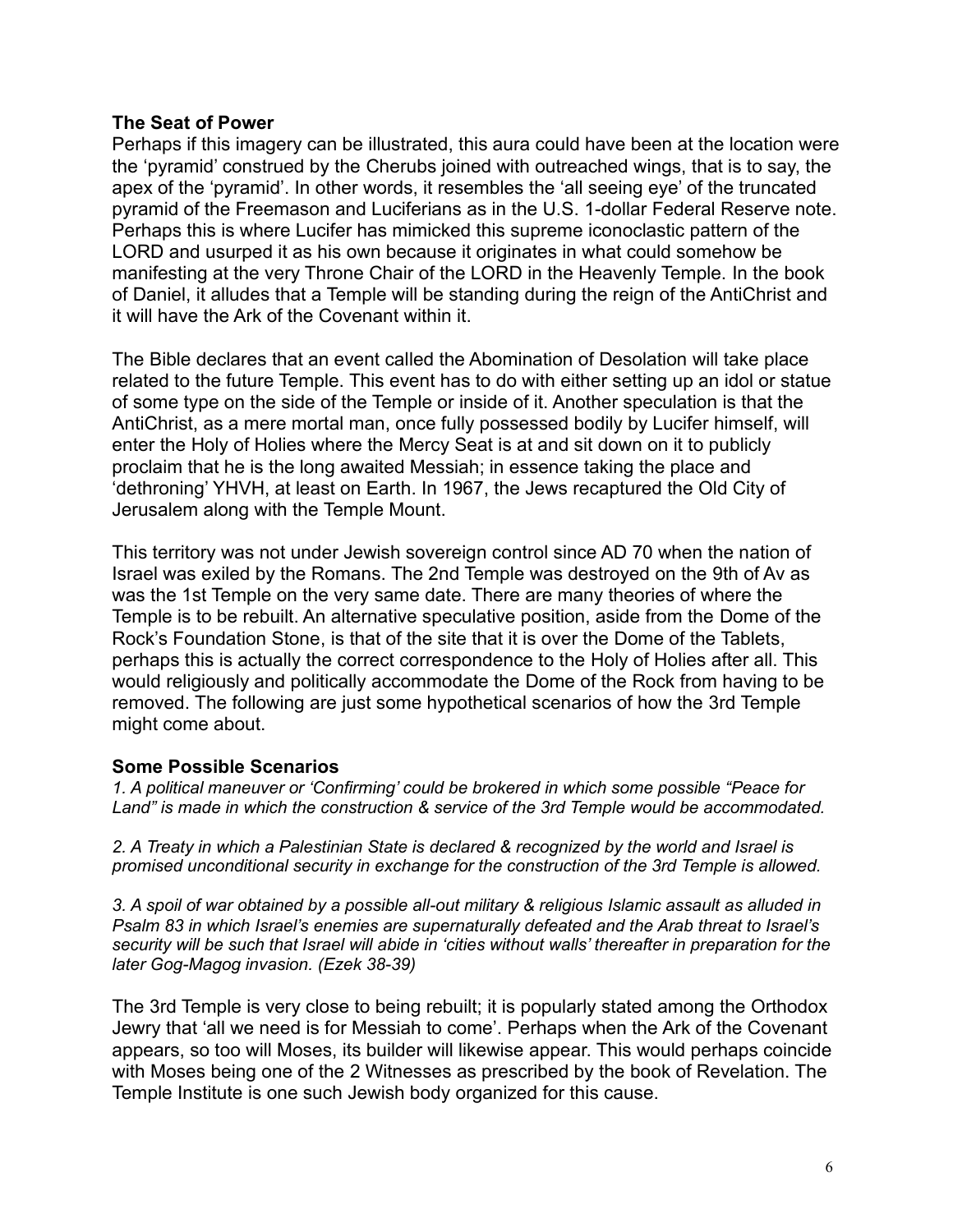## The Seat of Power

Perhaps if this imagery can be illustrated, this aura could have been at the location were the 'pyramid' construed by the Cherubs joined with outreached wings, that is to say, the apex of the 'pyramid'. In other words, it resembles the 'all seeing eye' of the truncated pyramid of the Freemason and Luciferians as in the U.S. 1-dollar Federal Reserve note. Perhaps this is where Lucifer has mimicked this supreme iconoclastic pattern of the LORD and usurped it as his own because it originates in what could somehow be manifesting at the very Throne Chair of the LORD in the Heavenly Temple. In the book of Daniel, it alludes that a Temple will be standing during the reign of the AntiChrist and it will have the Ark of the Covenant within it.

The Bible declares that an event called the Abomination of Desolation will take place related to the future Temple. This event has to do with either setting up an idol or statue of some type on the side of the Temple or inside of it. Another speculation is that the AntiChrist, as a mere mortal man, once fully possessed bodily by Lucifer himself, will enter the Holy of Holies where the Mercy Seat is at and sit down on it to publicly proclaim that he is the long awaited Messiah; in essence taking the place and 'dethroning' YHVH, at least on Earth. In 1967, the Jews recaptured the Old City of Jerusalem along with the Temple Mount.

This territory was not under Jewish sovereign control since AD 70 when the nation of Israel was exiled by the Romans. The 2nd Temple was destroyed on the 9th of Av as was the 1st Temple on the very same date. There are many theories of where the Temple is to be rebuilt. An alternative speculative position, aside from the Dome of the Rock's Foundation Stone, is that of the site that it is over the Dome of the Tablets, perhaps this is actually the correct correspondence to the Holy of Holies after all. This would religiously and politically accommodate the Dome of the Rock from having to be removed. The following are just some hypothetical scenarios of how the 3rd Temple might come about.

## Some Possible Scenarios

*1. A political maneuver or 'Confirming' could be brokered in which some possible "Peace for Land" is made in which the construction & service of the 3rd Temple would be accommodated.*

*2. A Treaty in which a Palestinian State is declared & recognized by the world and Israel is promised unconditional security in exchange for the construction of the 3rd Temple is allowed.*

*3. A spoil of war obtained by a possible all-out military & religious Islamic assault as alluded in Psalm 83 in which Israel's enemies are supernaturally defeated and the Arab threat to Israel's security will be such that Israel will abide in 'cities without walls' thereafter in preparation for the later Gog-Magog invasion. (Ezek 38-39)*

The 3rd Temple is very close to being rebuilt; it is popularly stated among the Orthodox Jewry that 'all we need is for Messiah to come'. Perhaps when the Ark of the Covenant appears, so too will Moses, its builder will likewise appear. This would perhaps coincide with Moses being one of the 2 Witnesses as prescribed by the book of Revelation. The Temple Institute is one such Jewish body organized for this cause.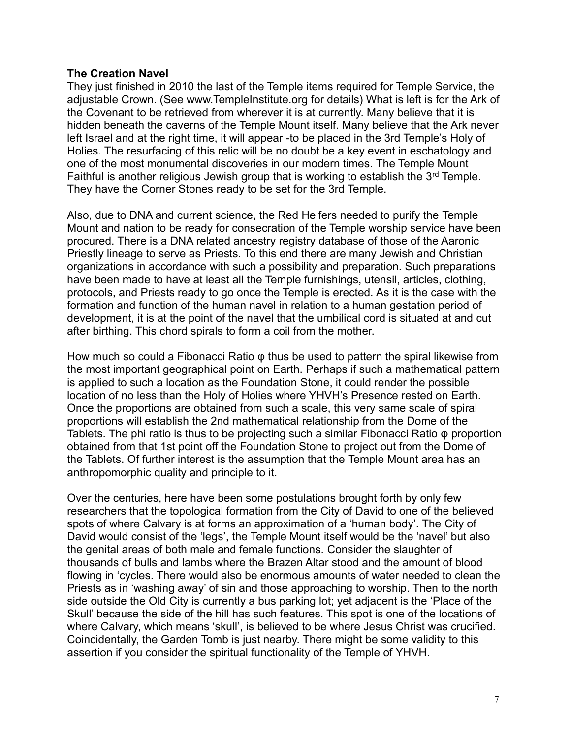**The Creation Navel**

They just finished in 2010 the last of the Temple items required for Temple Service, the adjustable Crown. (See www.TempleInstitute.org for details) What is left is for the Ark of the Covenant to be retrieved from wherever it is at currently. Many believe that it is hidden beneath the caverns of the Temple Mount itself. Many believe that the Ark never left Israel and at the right time, it will appear -to be placed in the 3rd Temple's Holy of Holies. The resurfacing of this relic will be no doubt be a key event in eschatology and one of the most monumental discoveries in our modern times. The Temple Mount Faithful is another religious Jewish group that is working to establish the 3rd Temple. They have the Corner Stones ready to be set for the 3rd Temple.

Also, due to DNA and current science, the Red Heifers needed to purify the Temple Mount and nation to be ready for consecration of the Temple worship service have been procured. There is a DNA related ancestry registry database of those of the Aaronic Priestly lineage to serve as Priests. To this end there are many Jewish and Christian organizations in accordance with such a possibility and preparation. Such preparations have been made to have at least all the Temple furnishings, utensil, articles, clothing, protocols, and Priests ready to go once the Temple is erected. As it is the case with the formation and function of the human navel in relation to a human gestation period of development, it is at the point of the navel that the umbilical cord is situated at and cut after birthing. This chord spirals to form a coil from the mother.

How much so could a Fibonacci Ratio φ thus be used to pattern the spiral likewise from the most important geographical point on Earth. Perhaps if such a mathematical pattern is applied to such a location as the Foundation Stone, it could render the possible location of no less than the Holy of Holies where YHVH's Presence rested on Earth. Once the proportions are obtained from such a scale, this very same scale of spiral proportions will establish the 2nd mathematical relationship from the Dome of the Tablets. The phi ratio is thus to be projecting such a similar Fibonacci Ratio φ proportion obtained from that 1st point off the Foundation Stone to project out from the Dome of the Tablets. Of further interest is the assumption that the Temple Mount area has an anthropomorphic quality and principle to it.

Over the centuries, here have been some postulations brought forth by only few researchers that the topological formation from the City of David to one of the believed spots of where Calvary is at forms an approximation of a 'human body'. The City of David would consist of the 'legs', the Temple Mount itself would be the 'navel' but also the genital areas of both male and female functions. Consider the slaughter of thousands of bulls and lambs where the Brazen Altar stood and the amount of blood flowing in 'cycles. There would also be enormous amounts of water needed to clean the Priests as in 'washing away' of sin and those approaching to worship. Then to the north side outside the Old City is currently a bus parking lot; yet adjacent is the 'Place of the Skull' because the side of the hill has such features. This spot is one of the locations of where Calvary, which means 'skull', is believed to be where Jesus Christ was crucified. Coincidentally, the Garden Tomb is just nearby. There might be some validity to this assertion if you consider the spiritual functionality of the Temple of YHVH.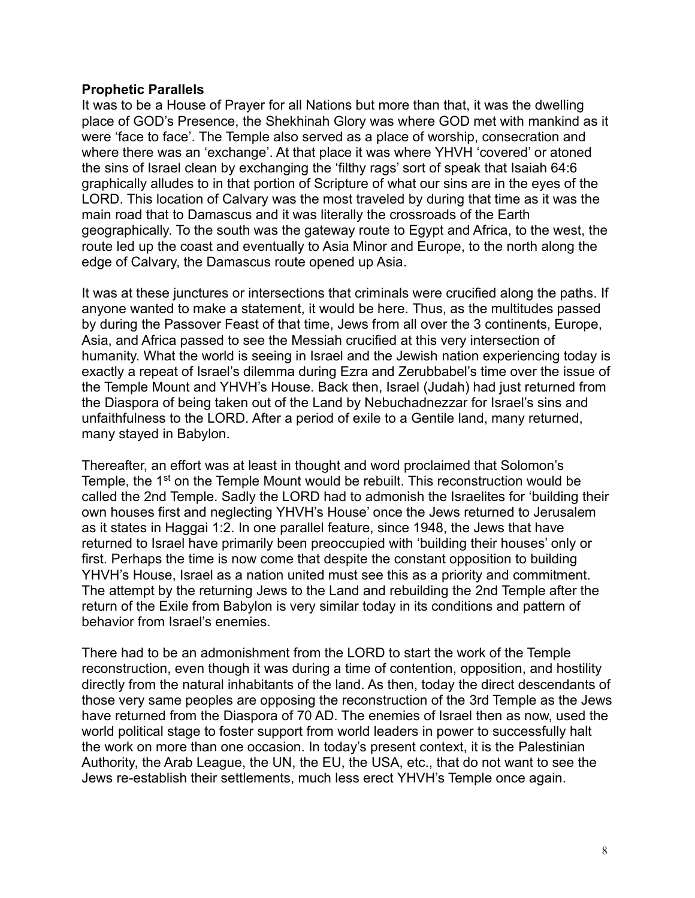**Prophetic Parallels**

It was to be a House of Prayer for all Nations but more than that, it was the dwelling place of GOD's Presence, the Shekhinah Glory was where GOD met with mankind as it were 'face to face'. The Temple also served as a place of worship, consecration and where there was an 'exchange'. At that place it was where YHVH 'covered' or atoned the sins of Israel clean by exchanging the 'filthy rags' sort of speak that Isaiah 64:6 graphically alludes to in that portion of Scripture of what our sins are in the eyes of the LORD. This location of Calvary was the most traveled by during that time as it was the main road that to Damascus and it was literally the crossroads of the Earth geographically. To the south was the gateway route to Egypt and Africa, to the west, the route led up the coast and eventually to Asia Minor and Europe, to the north along the edge of Calvary, the Damascus route opened up Asia.

It was at these junctures or intersections that criminals were crucified along the paths. If anyone wanted to make a statement, it would be here. Thus, as the multitudes passed by during the Passover Feast of that time, Jews from all over the 3 continents, Europe, Asia, and Africa passed to see the Messiah crucified at this very intersection of humanity. What the world is seeing in Israel and the Jewish nation experiencing today is exactly a repeat of Israel's dilemma during Ezra and Zerubbabel's time over the issue of the Temple Mount and YHVH's House. Back then, Israel (Judah) had just returned from the Diaspora of being taken out of the Land by Nebuchadnezzar for Israel's sins and unfaithfulness to the LORD. After a period of exile to a Gentile land, many returned, many stayed in Babylon.

Thereafter, an effort was at least in thought and word proclaimed that Solomon's Temple, the 1st on the Temple Mount would be rebuilt. This reconstruction would be called the 2nd Temple. Sadly the LORD had to admonish the Israelites for 'building their own houses first and neglecting YHVH's House' once the Jews returned to Jerusalem as it states in Haggai 1:2. In one parallel feature, since 1948, the Jews that have returned to Israel have primarily been preoccupied with 'building their houses' only or first. Perhaps the time is now come that despite the constant opposition to building YHVH's House, Israel as a nation united must see this as a priority and commitment. The attempt by the returning Jews to the Land and rebuilding the 2nd Temple after the return of the Exile from Babylon is very similar today in its conditions and pattern of behavior from Israel's enemies.

There had to be an admonishment from the LORD to start the work of the Temple reconstruction, even though it was during a time of contention, opposition, and hostility directly from the natural inhabitants of the land. As then, today the direct descendants of those very same peoples are opposing the reconstruction of the 3rd Temple as the Jews have returned from the Diaspora of 70 AD. The enemies of Israel then as now, used the world political stage to foster support from world leaders in power to successfully halt the work on more than one occasion. In today's present context, it is the Palestinian Authority, the Arab League, the UN, the EU, the USA, etc., that do not want to see the Jews re-establish their settlements, much less erect YHVH's Temple once again.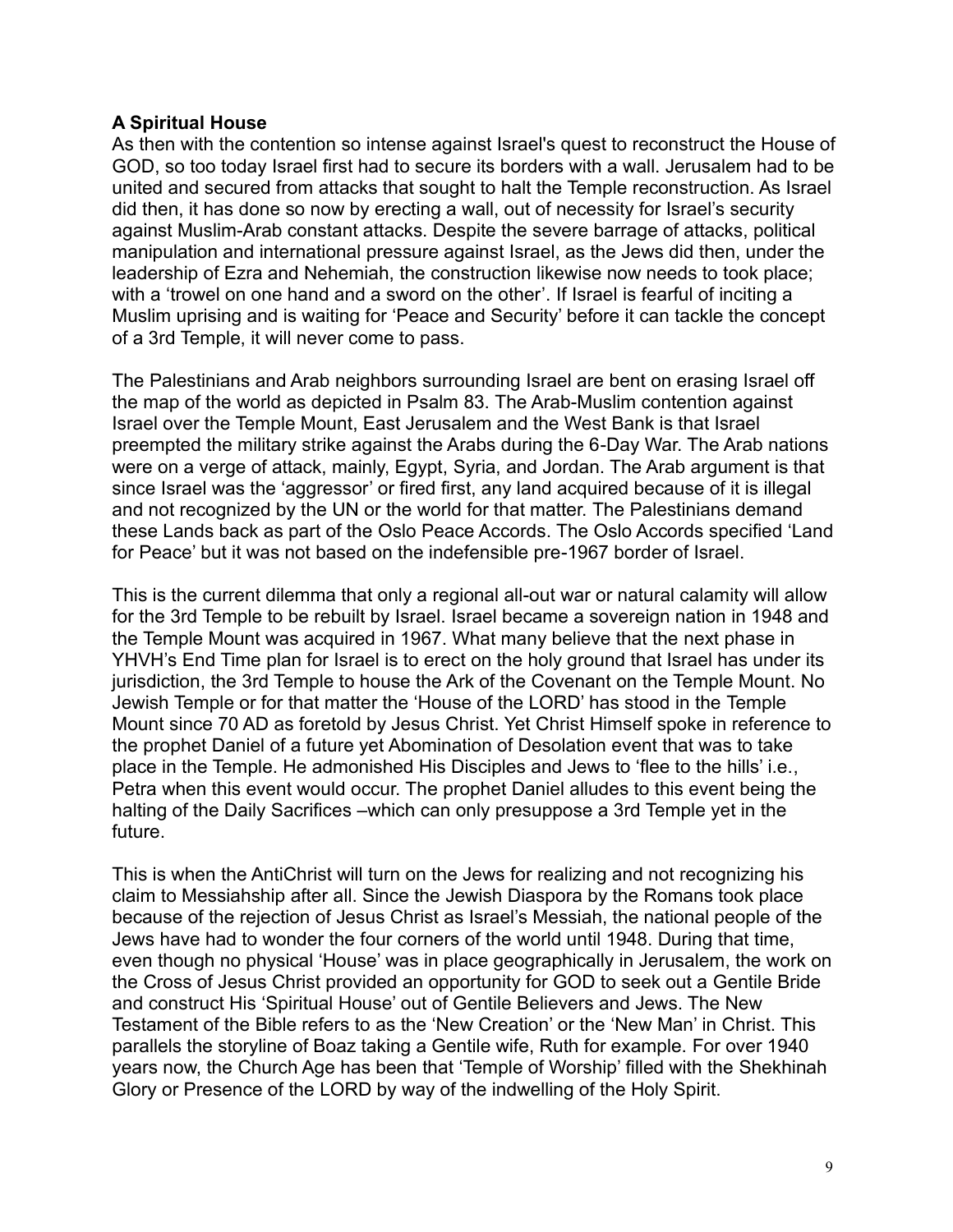**A Spiritual House**

As then with the contention so intense against Israel's quest to reconstruct the House of GOD, so too today Israel first had to secure its borders with a wall. Jerusalem had to be united and secured from attacks that sought to halt the Temple reconstruction. As Israel did then, it has done so now by erecting a wall, out of necessity for Israel's security against Muslim-Arab constant attacks. Despite the severe barrage of attacks, political manipulation and international pressure against Israel, as the Jews did then, under the leadership of Ezra and Nehemiah, the construction likewise now needs to took place; with a 'trowel on one hand and a sword on the other'. If Israel is fearful of inciting a Muslim uprising and is waiting for 'Peace and Security' before it can tackle the concept of a 3rd Temple, it will never come to pass.

The Palestinians and Arab neighbors surrounding Israel are bent on erasing Israel off the map of the world as depicted in Psalm 83. The Arab-Muslim contention against Israel over the Temple Mount, East Jerusalem and the West Bank is that Israel preempted the military strike against the Arabs during the 6-Day War. The Arab nations were on a verge of attack, mainly, Egypt, Syria, and Jordan. The Arab argument is that since Israel was the 'aggressor' or fired first, any land acquired because of it is illegal and not recognized by the UN or the world for that matter. The Palestinians demand these Lands back as part of the Oslo Peace Accords. The Oslo Accords specified 'Land for Peace' but it was not based on the indefensible pre-1967 border of Israel.

This is the current dilemma that only a regional all-out war or natural calamity will allow for the 3rd Temple to be rebuilt by Israel. Israel became a sovereign nation in 1948 and the Temple Mount was acquired in 1967. What many believe that the next phase in YHVH's End Time plan for Israel is to erect on the holy ground that Israel has under its jurisdiction, the 3rd Temple to house the Ark of the Covenant on the Temple Mount. No Jewish Temple or for that matter the 'House of the LORD' has stood in the Temple Mount since 70 AD as foretold by Jesus Christ. Yet Christ Himself spoke in reference to the prophet Daniel of a future yet Abomination of Desolation event that was to take place in the Temple. He admonished His Disciples and Jews to 'flee to the hills' i.e., Petra when this event would occur. The prophet Daniel alludes to this event being the halting of the Daily Sacrifices –which can only presuppose a 3rd Temple yet in the future.

This is when the AntiChrist will turn on the Jews for realizing and not recognizing his claim to Messiahship after all. Since the Jewish Diaspora by the Romans took place because of the rejection of Jesus Christ as Israel's Messiah, the national people of the Jews have had to wonder the four corners of the world until 1948. During that time, even though no physical 'House' was in place geographically in Jerusalem, the work on the Cross of Jesus Christ provided an opportunity for GOD to seek out a Gentile Bride and construct His 'Spiritual House' out of Gentile Believers and Jews. The New Testament of the Bible refers to as the 'New Creation' or the 'New Man' in Christ. This parallels the storyline of Boaz taking a Gentile wife, Ruth for example. For over 1940 years now, the Church Age has been that 'Temple of Worship' filled with the Shekhinah Glory or Presence of the LORD by way of the indwelling of the Holy Spirit.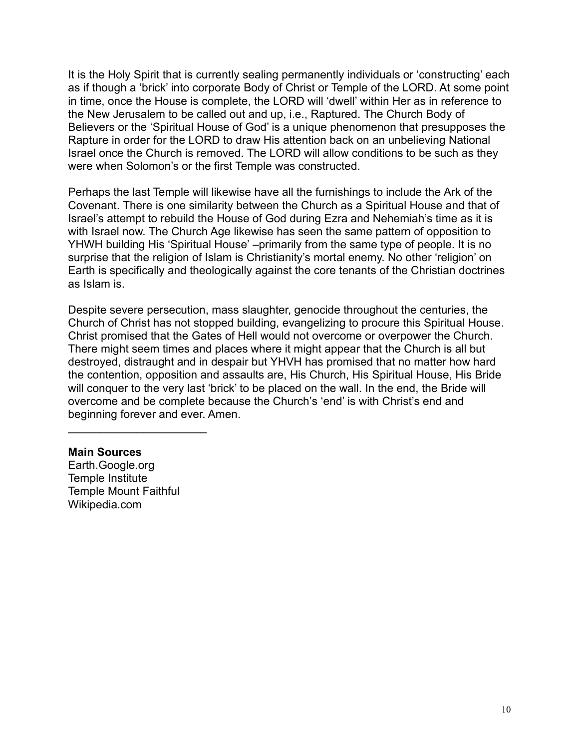It is the Holy Spirit that is currently sealing permanently individuals or 'constructing' each as if though a 'brick' into corporate Body of Christ or Temple of the LORD. At some point in time, once the House is complete, the LORD will 'dwell' within Her as in reference to the New Jerusalem to be called out and up, i.e., Raptured. The Church Body of Believers or the 'Spiritual House of God' is a unique phenomenon that presupposes the Rapture in order for the LORD to draw His attention back on an unbelieving National Israel once the Church is removed. The LORD will allow conditions to be such as they were when Solomon's or the first Temple was constructed.

Perhaps the last Temple will likewise have all the furnishings to include the Ark of the Covenant. There is one similarity between the Church as a Spiritual House and that of Israel's attempt to rebuild the House of God during Ezra and Nehemiah's time as it is with Israel now. The Church Age likewise has seen the same pattern of opposition to YHWH building His 'Spiritual House' –primarily from the same type of people. It is no surprise that the religion of Islam is Christianity's mortal enemy. No other 'religion' on Earth is specifically and theologically against the core tenants of the Christian doctrines as Islam is.

Despite severe persecution, mass slaughter, genocide throughout the centuries, the Church of Christ has not stopped building, evangelizing to procure this Spiritual House. Christ promised that the Gates of Hell would not overcome or overpower the Church. There might seem times and places where it might appear that the Church is all but destroyed, distraught and in despair but YHVH has promised that no matter how hard the contention, opposition and assaults are, His Church, His Spiritual House, His Bride will conquer to the very last 'brick' to be placed on the wall. In the end, the Bride will overcome and be complete because the Church's 'end' is with Christ's end and beginning forever and ever. Amen.

______________________

**Main Sources**
Earth.Google.org
Temple Institute
Temple Mount Faithful
Wikipedia.com